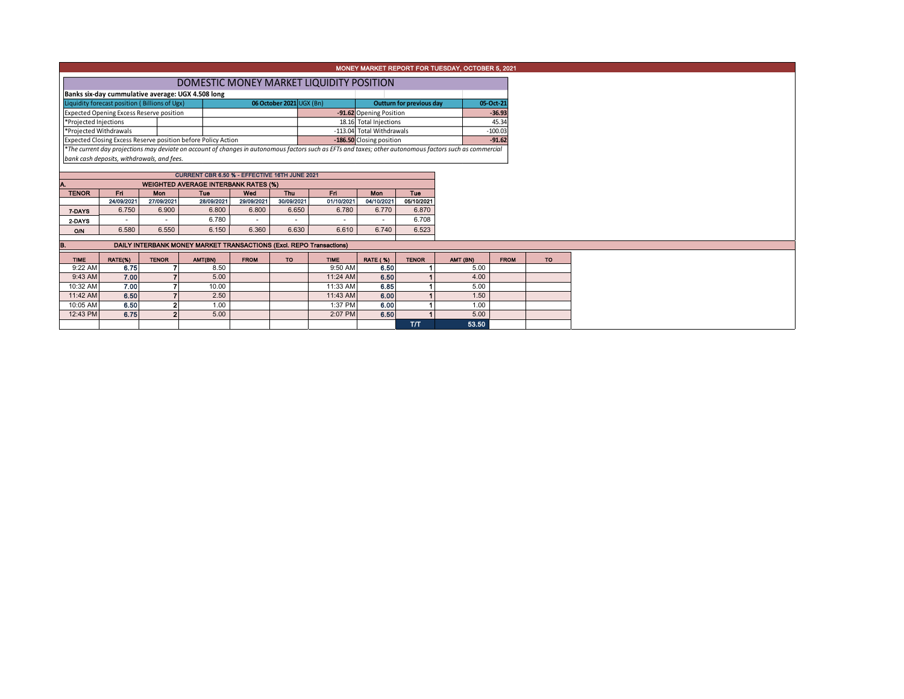# MONEY MARKET REPORT FOR TUESDAY, OCTOBER 5, 2021

## DOMESTIC MONEY MARKET LIQUIDITY POSITION

**Banks six-day cummulative average: UGX 4.508 long**

| Liquidity forecast position ( Billions of Ugx) | 06 October 2021 UGX (Bn) | Outturn for previous day | 05-Oct-21 |
|---|---|---|---|
| Expected Opening Excess Reserve position | -91.62 | Opening Position | -36.93 |
| *Projected Injections | 18.16 | Total Injections | 45.34 |
| *Projected Withdrawals | -113.04 | Total Withdrawals | -100.03 |
| Expected Closing Excess Reserve position before Policy Action | -186.50 | Closing position | -91.62 |

*\*The current day projections may deviate on account of changes in autonomous factors such as EFTs and taxes; other autonomous factors such as commercial bank cash deposits, withdrawals, and fees.*

**CURRENT CBR 6.50 % - EFFECTIVE 16TH JUNE 2021**

### A. WEIGHTED AVERAGE INTERBANK RATES (%)

| TENOR | Fri 24/09/2021 | Mon 27/09/2021 | Tue 28/09/2021 | Wed 29/09/2021 | Thu 30/09/2021 | Fri 01/10/2021 | Mon 04/10/2021 | Tue 05/10/2021 |
|---|---|---|---|---|---|---|---|---|
| 7-DAYS | 6.750 | 6.900 | 6.800 | 6.800 | 6.650 | 6.780 | 6.770 | 6.870 |
| 2-DAYS | - | - | 6.780 | - | - | - | - | 6.708 |
| O/N | 6.580 | 6.550 | 6.150 | 6.360 | 6.630 | 6.610 | 6.740 | 6.523 |

### B. DAILY INTERBANK MONEY MARKET TRANSACTIONS (Excl. REPO Transactions)

| TIME | RATE(%) | TENOR | AMT(BN) | FROM | TO | TIME | RATE ( %) | TENOR | AMT (BN) | FROM | TO |
|---|---|---|---|---|---|---|---|---|---|---|---|
| 9:22 AM | 6.75 | 7 | 8.50 | | | 9:50 AM | 6.50 | 1 | 5.00 | | |
| 9:43 AM | 7.00 | 7 | 5.00 | | | 11:24 AM | 6.50 | 1 | 4.00 | | |
| 10:32 AM | 7.00 | 7 | 10.00 | | | 11:33 AM | 6.85 | 1 | 5.00 | | |
| 11:42 AM | 6.50 | 7 | 2.50 | | | 11:43 AM | 6.00 | 1 | 1.50 | | |
| 10:05 AM | 6.50 | 2 | 1.00 | | | 1:37 PM | 6.00 | 1 | 1.00 | | |
| 12:43 PM | 6.75 | 2 | 5.00 | | | 2:07 PM | 6.50 | 1 | 5.00 | | |
| | | | | | | | | T/T | 53.50 | | |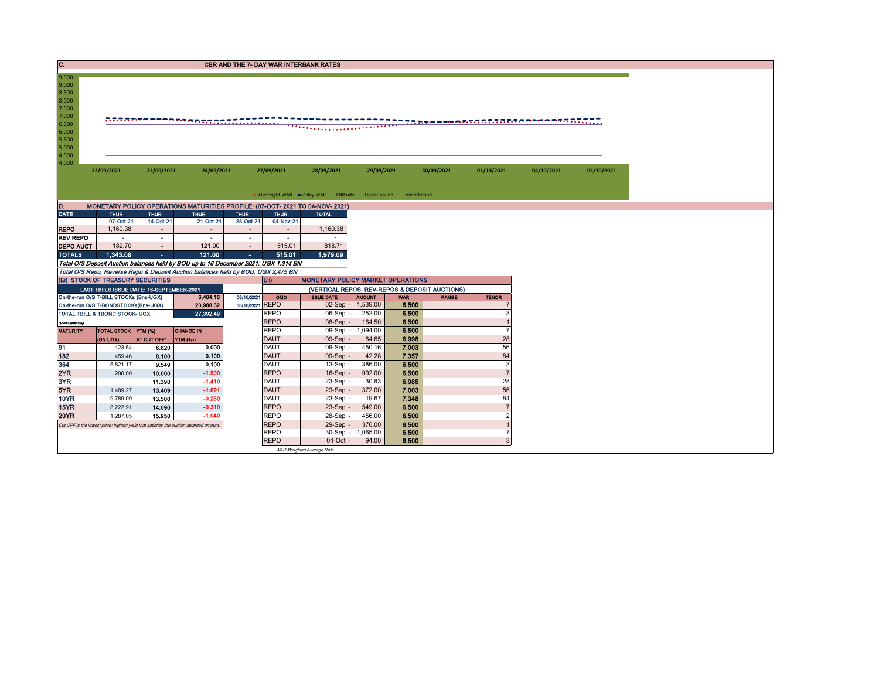## C. CBR AND THE 7- DAY WAR INTERBANK RATES

9.500
9.000
8.500
8.000
7.500
7.000
6.500
6.000
5.500
5.000
4.500
4.000

22/09/2021 23/09/2021 24/09/2021 27/09/2021 28/09/2021 29/09/2021 30/09/2021 01/10/2021 04/10/2021 05/10/2021

Overnight WAR — 7-day WAR — CBR rate — Upper bound — Lower bound

## D. MONETARY POLICY OPERATIONS MATURITIES PROFILE: (07-OCT- 2021 TO 04-NOV- 2021)

| DATE | THUR | THUR | THUR | THUR | THUR | TOTAL |
|---|---|---|---|---|---|---|
| | 07-Oct-21 | 14-Oct-21 | 21-Oct-21 | 28-Oct-21 | 04-Nov-21 | |
| REPO | 1,160.38 | - | - | - | - | 1,160.38 |
| REV REPO | - | - | - | - | - | - |
| DEPO AUCT | 182.70 | - | 121.00 | - | 515.01 | 818.71 |
| TOTALS | 1,343.08 | - | 121.00 | - | 515.01 | 1,979.09 |

*Total O/S Deposit Auction balances held by BOU up to 16 December 2021: UGX 1,314 BN*

*Total O/S Repo, Reverse Repo & Deposit Auction balances held by BOU: UGX 2,475 BN*

## (Ei) STOCK OF TREASURY SECURITIES

| LAST TBIILS ISSUE DATE: 16-SEPTEMBER-2021 | | |
|---|---|---|
| On-the-run O/S T-BILL STOCKs (Bns-UGX) | 6,404.16 | 06/10/2021 |
| On-the-run O/S T-BONDSTOCKs(Bns-UGX) | 20,988.32 | 06/10/2021 |
| TOTAL TBILL & TBOND STOCK- UGX | 27,392.49 | |

*O/S=Outstanding*

| MATURITY | TOTAL STOCK (BN UGX) | YTM (%) AT CUT OFF* | CHANGE IN YTM (+/-) |
|---|---|---|---|
| 91 | 123.54 | 6.820 | 0.000 |
| 182 | 459.46 | 8.100 | 0.100 |
| 364 | 5,821.17 | 9.549 | 0.100 |
| 2YR | 200.00 | 10.000 | -1.500 |
| 3YR | - | 11.390 | -1.410 |
| 5YR | 1,489.27 | 13.409 | -1.691 |
| 10YR | 9,789.09 | 13.500 | -0.239 |
| 15YR | 8,222.91 | 14.090 | -0.310 |
| 20YR | 1,287.05 | 15.950 | -1.040 |

*Cut OFF is the lowest price/ highest yield that satisfies the auction awarded amount.*

## Eii) MONETARY POLICY MARKET OPERATIONS

(VERTICAL REPOS, REV-REPOS & DEPOSIT AUCTIONS)

| OMO | ISSUE DATE | AMOUNT | WAR | RANGE | TENOR |
|---|---|---|---|---|---|
| REPO | 02-Sep | 1,539.00 | 6.500 | | 7 |
| REPO | 06-Sep | 252.00 | 6.500 | | 3 |
| REPO | 08-Sep | 164.50 | 6.500 | | 1 |
| REPO | 09-Sep | 1,094.00 | 6.500 | | 7 |
| DAUT | 09-Sep | 64.65 | 6.998 | | 28 |
| DAUT | 09-Sep | 450.16 | 7.003 | | 56 |
| DAUT | 09-Sep | 42.28 | 7.357 | | 84 |
| DAUT | 13-Sep | 386.00 | 6.500 | | 3 |
| REPO | 16-Sep | 992.00 | 6.500 | | 7 |
| DAUT | 23-Sep | 30.83 | 6.985 | | 28 |
| DAUT | 23-Sep | 372.00 | 7.003 | | 56 |
| DAUT | 23-Sep | 19.67 | 7.348 | | 84 |
| REPO | 23-Sep | 549.00 | 6.500 | | 7 |
| REPO | 28-Sep | 456.00 | 6.500 | | 2 |
| REPO | 29-Sep | 376.00 | 6.500 | | 1 |
| REPO | 30-Sep | 1,065.00 | 6.500 | | 7 |
| REPO | 04-Oct | 94.00 | 6.500 | | 3 |

*WAR-Weighted Average Rate*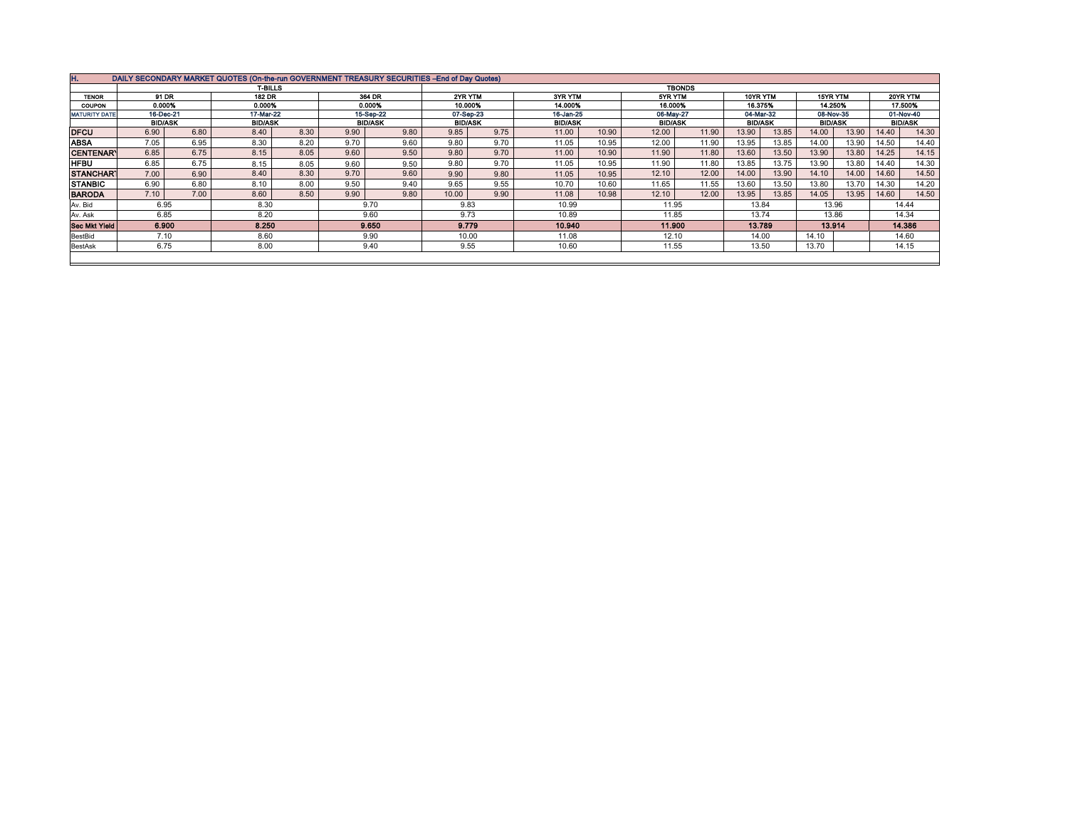## H. DAILY SECONDARY MARKET QUOTES (On-the-run GOVERNMENT TREASURY SECURITIES –End of Day Quotes)

| | T-BILLS | | | | | | TBONDS | | | | | | | | | | | |
|---|---|---|---|---|---|---|---|---|---|---|---|---|---|---|---|---|---|---|
| **TENOR** | **91 DR** | | **182 DR** | | **364 DR** | | **2YR YTM** | | **3YR YTM** | | **5YR YTM** | | **10YR YTM** | | **15YR YTM** | | **20YR YTM** | |
| **COUPON** | **0.000%** | | **0.000%** | | **0.000%** | | **10.000%** | | **14.000%** | | **16.000%** | | **16.375%** | | **14.250%** | | **17.500%** | |
| **MATURITY DATE** | **16-Dec-21** | | **17-Mar-22** | | **15-Sep-22** | | **07-Sep-23** | | **16-Jan-25** | | **06-May-27** | | **04-Mar-32** | | **08-Nov-35** | | **01-Nov-40** | |
| | **BID/ASK** | | **BID/ASK** | | **BID/ASK** | | **BID/ASK** | | **BID/ASK** | | **BID/ASK** | | **BID/ASK** | | **BID/ASK** | | **BID/ASK** | |
| **DFCU** | 6.90 | 6.80 | 8.40 | 8.30 | 9.90 | 9.80 | 9.85 | 9.75 | 11.00 | 10.90 | 12.00 | 11.90 | 13.90 | 13.85 | 14.00 | 13.90 | 14.40 | 14.30 |
| **ABSA** | 7.05 | 6.95 | 8.30 | 8.20 | 9.70 | 9.60 | 9.80 | 9.70 | 11.05 | 10.95 | 12.00 | 11.90 | 13.95 | 13.85 | 14.00 | 13.90 | 14.50 | 14.40 |
| **CENTENARY** | 6.85 | 6.75 | 8.15 | 8.05 | 9.60 | 9.50 | 9.80 | 9.70 | 11.00 | 10.90 | 11.90 | 11.80 | 13.60 | 13.50 | 13.90 | 13.80 | 14.25 | 14.15 |
| **HFBU** | 6.85 | 6.75 | 8.15 | 8.05 | 9.60 | 9.50 | 9.80 | 9.70 | 11.05 | 10.95 | 11.90 | 11.80 | 13.85 | 13.75 | 13.90 | 13.80 | 14.40 | 14.30 |
| **STANCHART** | 7.00 | 6.90 | 8.40 | 8.30 | 9.70 | 9.60 | 9.90 | 9.80 | 11.05 | 10.95 | 12.10 | 12.00 | 14.00 | 13.90 | 14.10 | 14.00 | 14.60 | 14.50 |
| **STANBIC** | 6.90 | 6.80 | 8.10 | 8.00 | 9.50 | 9.40 | 9.65 | 9.55 | 10.70 | 10.60 | 11.65 | 11.55 | 13.60 | 13.50 | 13.80 | 13.70 | 14.30 | 14.20 |
| **BARODA** | 7.10 | 7.00 | 8.60 | 8.50 | 9.90 | 9.80 | 10.00 | 9.90 | 11.08 | 10.98 | 12.10 | 12.00 | 13.95 | 13.85 | 14.05 | 13.95 | 14.60 | 14.50 |
| Av. Bid | 6.95 | | 8.30 | | 9.70 | | 9.83 | | 10.99 | | 11.95 | | 13.84 | | 13.96 | | 14.44 | |
| Av. Ask | 6.85 | | 8.20 | | 9.60 | | 9.73 | | 10.89 | | 11.85 | | 13.74 | | 13.86 | | 14.34 | |
| **Sec Mkt Yield** | **6.900** | | **8.250** | | **9.650** | | **9.779** | | **10.940** | | **11.900** | | **13.789** | | **13.914** | | **14.386** | |
| BestBid | 7.10 | | 8.60 | | 9.90 | | 10.00 | | 11.08 | | 12.10 | | 14.00 | | 14.10 | | 14.60 | |
| BestAsk | 6.75 | | 8.00 | | 9.40 | | 9.55 | | 10.60 | | 11.55 | | 13.50 | | 13.70 | | 14.15 | |